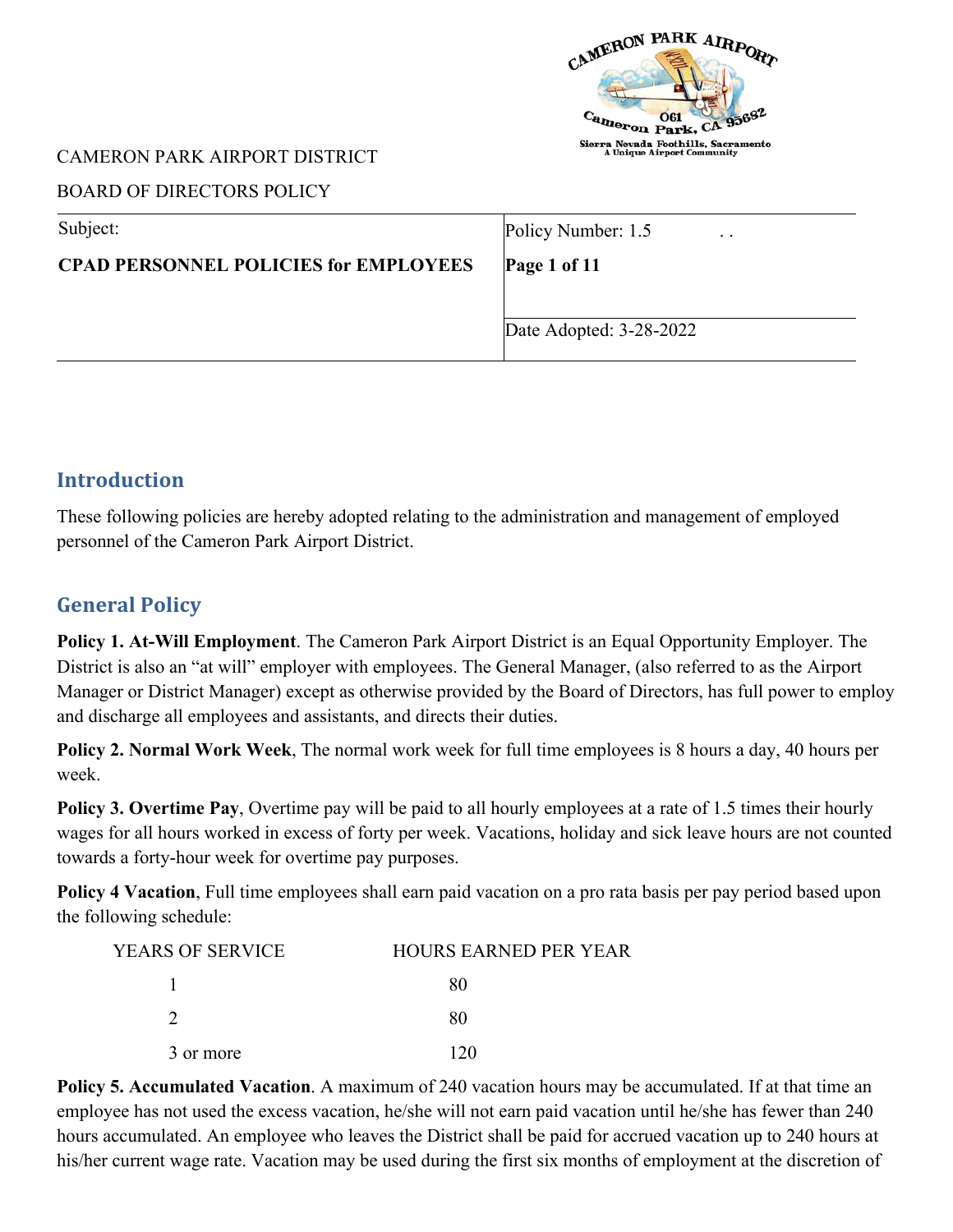CAMERON PARK AIRPORT DISTRICT

BOARD OF DIRECTORS POLICY

| Subject: | Policy Number: 1.5 |
|---|---|
| **CPAD PERSONNEL POLICIES for EMPLOYEES** | **Page 1 of 11** |
| | Date Adopted: 3-28-2022 |

## Introduction

These following policies are hereby adopted relating to the administration and management of employed personnel of the Cameron Park Airport District.

## General Policy

**Policy 1. At-Will Employment**. The Cameron Park Airport District is an Equal Opportunity Employer. The District is also an "at will" employer with employees. The General Manager, (also referred to as the Airport Manager or District Manager) except as otherwise provided by the Board of Directors, has full power to employ and discharge all employees and assistants, and directs their duties.

**Policy 2. Normal Work Week**, The normal work week for full time employees is 8 hours a day, 40 hours per week.

**Policy 3. Overtime Pay**, Overtime pay will be paid to all hourly employees at a rate of 1.5 times their hourly wages for all hours worked in excess of forty per week. Vacations, holiday and sick leave hours are not counted towards a forty-hour week for overtime pay purposes.

**Policy 4 Vacation**, Full time employees shall earn paid vacation on a pro rata basis per pay period based upon the following schedule:

| YEARS OF SERVICE | HOURS EARNED PER YEAR |
|---|---|
| 1 | 80 |
| 2 | 80 |
| 3 or more | 120 |

**Policy 5. Accumulated Vacation**. A maximum of 240 vacation hours may be accumulated. If at that time an employee has not used the excess vacation, he/she will not earn paid vacation until he/she has fewer than 240 hours accumulated. An employee who leaves the District shall be paid for accrued vacation up to 240 hours at his/her current wage rate. Vacation may be used during the first six months of employment at the discretion of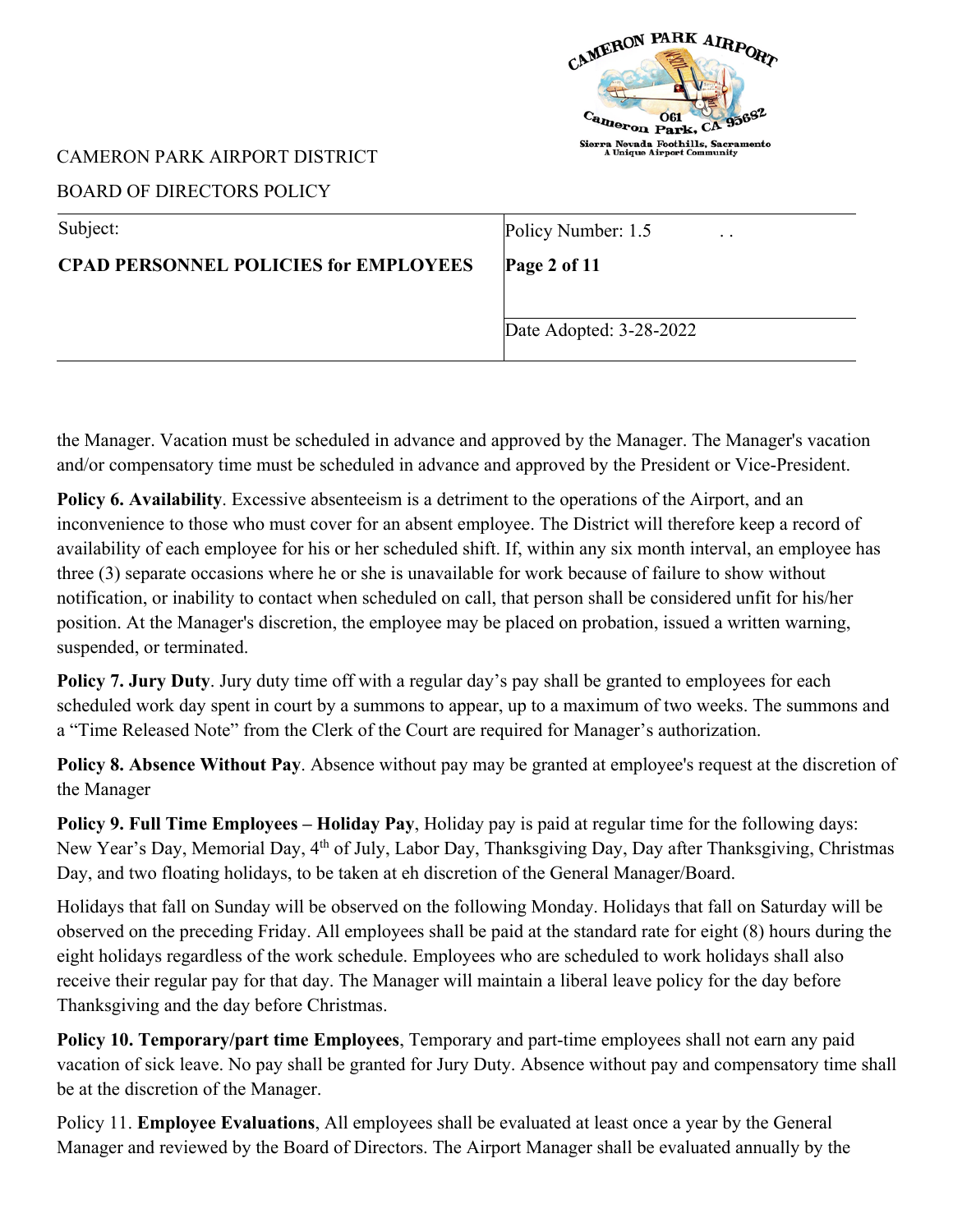the Manager. Vacation must be scheduled in advance and approved by the Manager. The Manager's vacation and/or compensatory time must be scheduled in advance and approved by the President or Vice-President.

**Policy 6. Availability**. Excessive absenteeism is a detriment to the operations of the Airport, and an inconvenience to those who must cover for an absent employee. The District will therefore keep a record of availability of each employee for his or her scheduled shift. If, within any six month interval, an employee has three (3) separate occasions where he or she is unavailable for work because of failure to show without notification, or inability to contact when scheduled on call, that person shall be considered unfit for his/her position. At the Manager's discretion, the employee may be placed on probation, issued a written warning, suspended, or terminated.

**Policy 7. Jury Duty**. Jury duty time off with a regular day's pay shall be granted to employees for each scheduled work day spent in court by a summons to appear, up to a maximum of two weeks. The summons and a "Time Released Note" from the Clerk of the Court are required for Manager's authorization.

**Policy 8. Absence Without Pay**. Absence without pay may be granted at employee's request at the discretion of the Manager

**Policy 9. Full Time Employees – Holiday Pay**, Holiday pay is paid at regular time for the following days: New Year's Day, Memorial Day, 4th of July, Labor Day, Thanksgiving Day, Day after Thanksgiving, Christmas Day, and two floating holidays, to be taken at eh discretion of the General Manager/Board.

Holidays that fall on Sunday will be observed on the following Monday. Holidays that fall on Saturday will be observed on the preceding Friday. All employees shall be paid at the standard rate for eight (8) hours during the eight holidays regardless of the work schedule. Employees who are scheduled to work holidays shall also receive their regular pay for that day. The Manager will maintain a liberal leave policy for the day before Thanksgiving and the day before Christmas.

**Policy 10. Temporary/part time Employees**, Temporary and part-time employees shall not earn any paid vacation of sick leave. No pay shall be granted for Jury Duty. Absence without pay and compensatory time shall be at the discretion of the Manager.

Policy 11. **Employee Evaluations**, All employees shall be evaluated at least once a year by the General Manager and reviewed by the Board of Directors. The Airport Manager shall be evaluated annually by the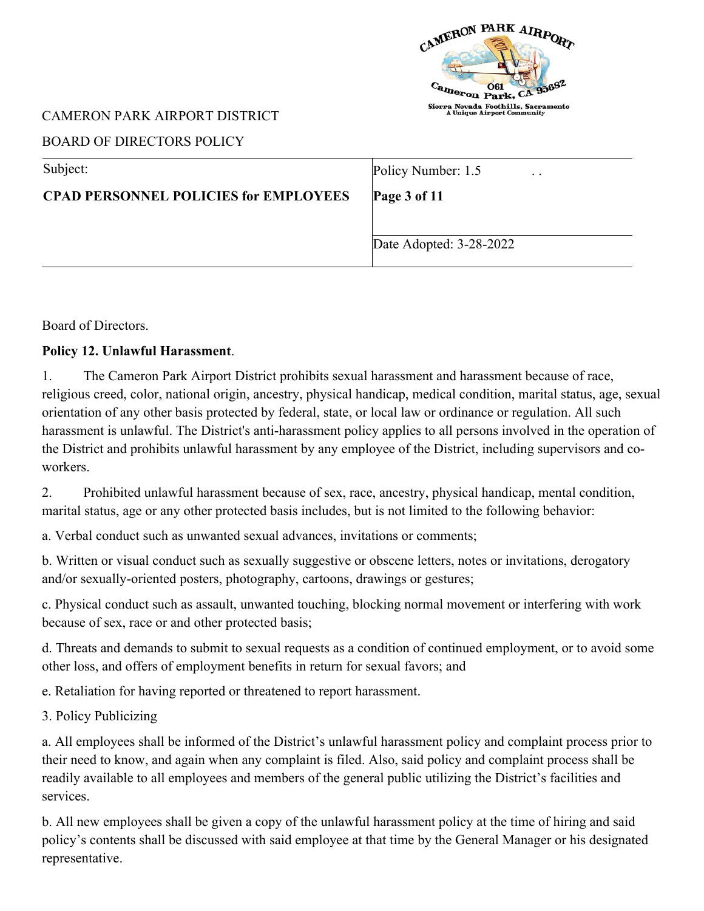Board of Directors.

**Policy 12. Unlawful Harassment**.

1. The Cameron Park Airport District prohibits sexual harassment and harassment because of race, religious creed, color, national origin, ancestry, physical handicap, medical condition, marital status, age, sexual orientation of any other basis protected by federal, state, or local law or ordinance or regulation. All such harassment is unlawful. The District's anti-harassment policy applies to all persons involved in the operation of the District and prohibits unlawful harassment by any employee of the District, including supervisors and co-workers.

2. Prohibited unlawful harassment because of sex, race, ancestry, physical handicap, mental condition, marital status, age or any other protected basis includes, but is not limited to the following behavior:

a. Verbal conduct such as unwanted sexual advances, invitations or comments;

b. Written or visual conduct such as sexually suggestive or obscene letters, notes or invitations, derogatory and/or sexually-oriented posters, photography, cartoons, drawings or gestures;

c. Physical conduct such as assault, unwanted touching, blocking normal movement or interfering with work because of sex, race or and other protected basis;

d. Threats and demands to submit to sexual requests as a condition of continued employment, or to avoid some other loss, and offers of employment benefits in return for sexual favors; and

e. Retaliation for having reported or threatened to report harassment.

3. Policy Publicizing

a. All employees shall be informed of the District's unlawful harassment policy and complaint process prior to their need to know, and again when any complaint is filed. Also, said policy and complaint process shall be readily available to all employees and members of the general public utilizing the District's facilities and services.

b. All new employees shall be given a copy of the unlawful harassment policy at the time of hiring and said policy's contents shall be discussed with said employee at that time by the General Manager or his designated representative.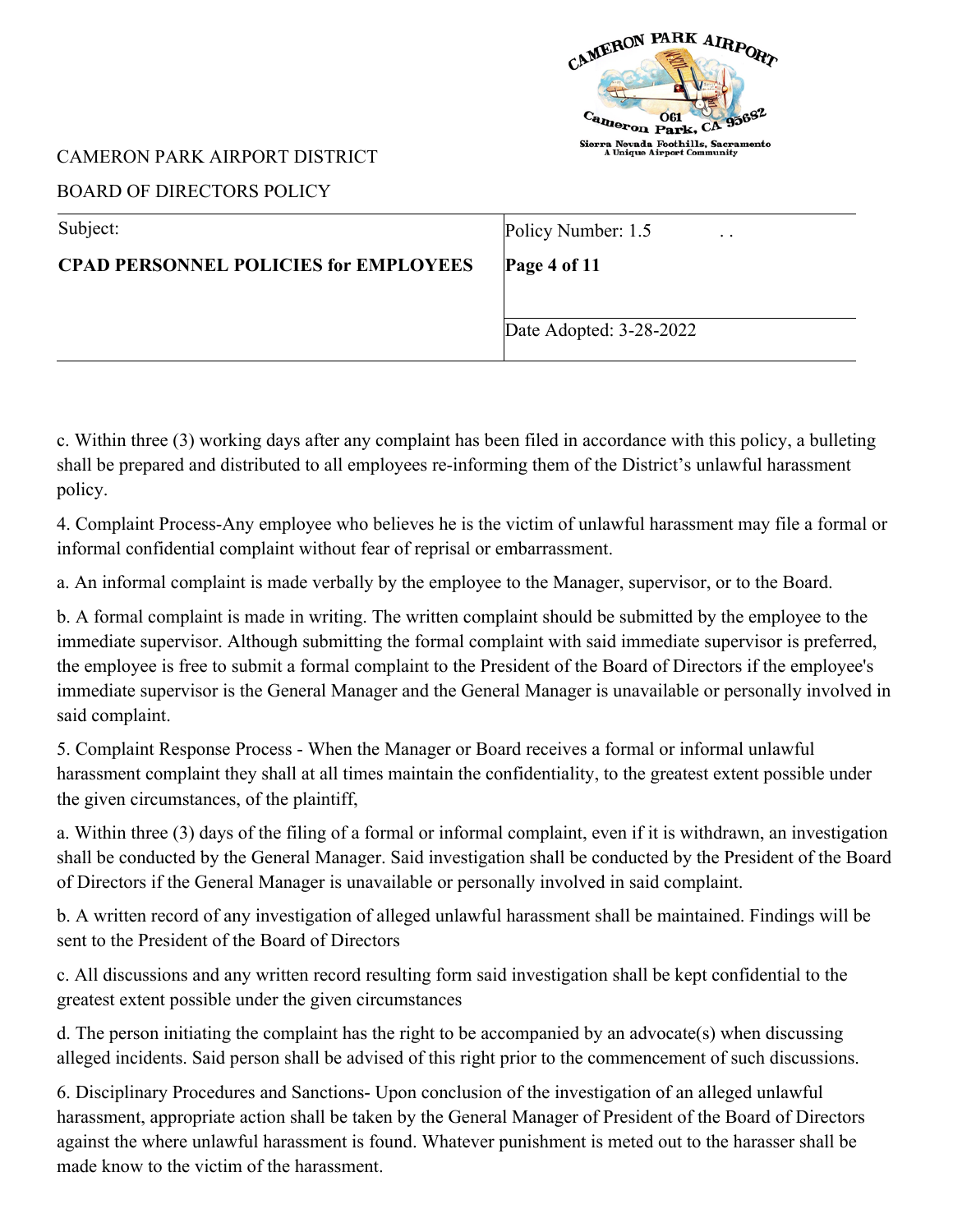c. Within three (3) working days after any complaint has been filed in accordance with this policy, a bulleting shall be prepared and distributed to all employees re-informing them of the District's unlawful harassment policy.

4. Complaint Process-Any employee who believes he is the victim of unlawful harassment may file a formal or informal confidential complaint without fear of reprisal or embarrassment.

a. An informal complaint is made verbally by the employee to the Manager, supervisor, or to the Board.

b. A formal complaint is made in writing. The written complaint should be submitted by the employee to the immediate supervisor. Although submitting the formal complaint with said immediate supervisor is preferred, the employee is free to submit a formal complaint to the President of the Board of Directors if the employee's immediate supervisor is the General Manager and the General Manager is unavailable or personally involved in said complaint.

5. Complaint Response Process - When the Manager or Board receives a formal or informal unlawful harassment complaint they shall at all times maintain the confidentiality, to the greatest extent possible under the given circumstances, of the plaintiff,

a. Within three (3) days of the filing of a formal or informal complaint, even if it is withdrawn, an investigation shall be conducted by the General Manager. Said investigation shall be conducted by the President of the Board of Directors if the General Manager is unavailable or personally involved in said complaint.

b. A written record of any investigation of alleged unlawful harassment shall be maintained. Findings will be sent to the President of the Board of Directors

c. All discussions and any written record resulting form said investigation shall be kept confidential to the greatest extent possible under the given circumstances

d. The person initiating the complaint has the right to be accompanied by an advocate(s) when discussing alleged incidents. Said person shall be advised of this right prior to the commencement of such discussions.

6. Disciplinary Procedures and Sanctions- Upon conclusion of the investigation of an alleged unlawful harassment, appropriate action shall be taken by the General Manager of President of the Board of Directors against the where unlawful harassment is found. Whatever punishment is meted out to the harasser shall be made know to the victim of the harassment.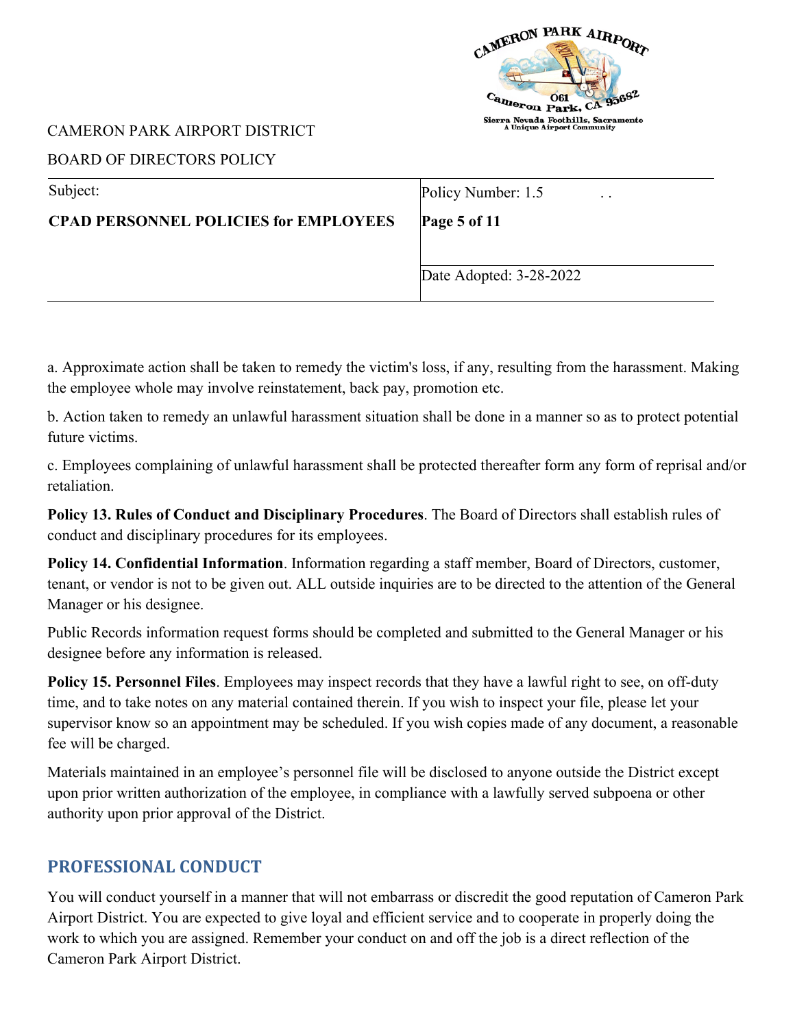a. Approximate action shall be taken to remedy the victim's loss, if any, resulting from the harassment. Making the employee whole may involve reinstatement, back pay, promotion etc.

b. Action taken to remedy an unlawful harassment situation shall be done in a manner so as to protect potential future victims.

c. Employees complaining of unlawful harassment shall be protected thereafter form any form of reprisal and/or retaliation.

**Policy 13. Rules of Conduct and Disciplinary Procedures**. The Board of Directors shall establish rules of conduct and disciplinary procedures for its employees.

**Policy 14. Confidential Information**. Information regarding a staff member, Board of Directors, customer, tenant, or vendor is not to be given out. ALL outside inquiries are to be directed to the attention of the General Manager or his designee.

Public Records information request forms should be completed and submitted to the General Manager or his designee before any information is released.

**Policy 15. Personnel Files**. Employees may inspect records that they have a lawful right to see, on off-duty time, and to take notes on any material contained therein. If you wish to inspect your file, please let your supervisor know so an appointment may be scheduled. If you wish copies made of any document, a reasonable fee will be charged.

Materials maintained in an employee's personnel file will be disclosed to anyone outside the District except upon prior written authorization of the employee, in compliance with a lawfully served subpoena or other authority upon prior approval of the District.

## PROFESSIONAL CONDUCT

You will conduct yourself in a manner that will not embarrass or discredit the good reputation of Cameron Park Airport District. You are expected to give loyal and efficient service and to cooperate in properly doing the work to which you are assigned. Remember your conduct on and off the job is a direct reflection of the Cameron Park Airport District.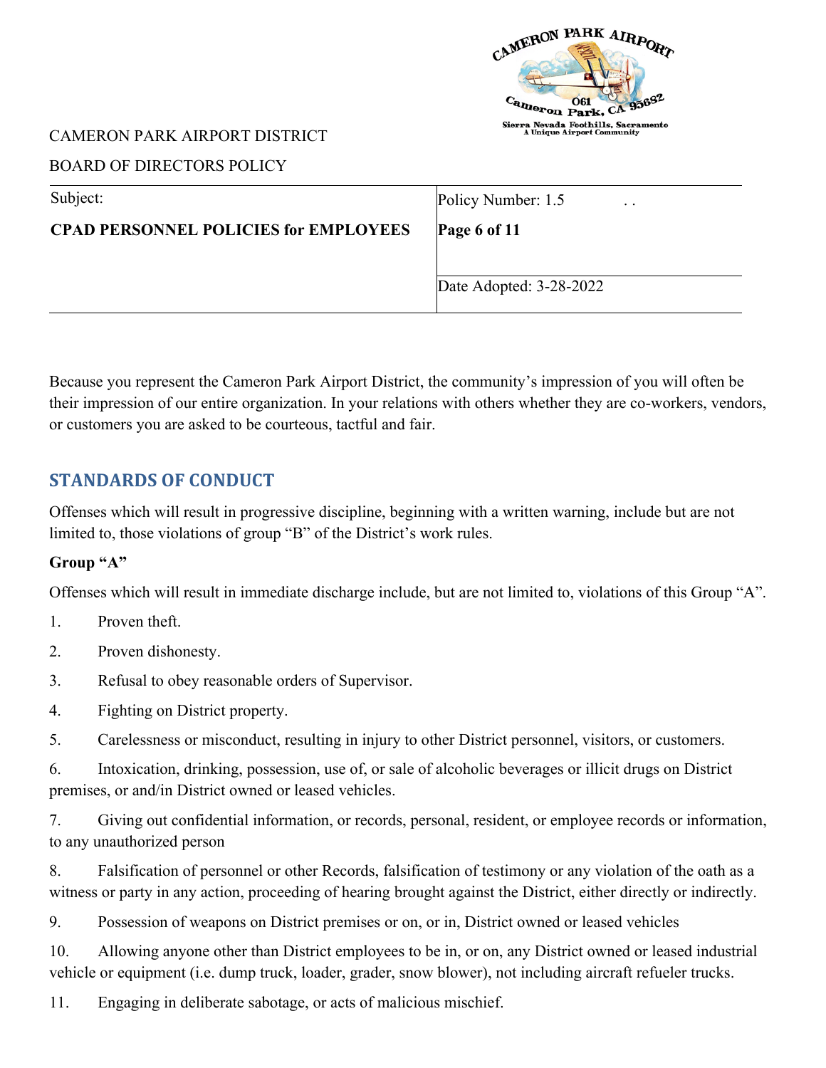Because you represent the Cameron Park Airport District, the community's impression of you will often be their impression of our entire organization. In your relations with others whether they are co-workers, vendors, or customers you are asked to be courteous, tactful and fair.

## STANDARDS OF CONDUCT

Offenses which will result in progressive discipline, beginning with a written warning, include but are not limited to, those violations of group "B" of the District's work rules.

**Group "A"**

Offenses which will result in immediate discharge include, but are not limited to, violations of this Group "A".

1. Proven theft.
2. Proven dishonesty.
3. Refusal to obey reasonable orders of Supervisor.
4. Fighting on District property.
5. Carelessness or misconduct, resulting in injury to other District personnel, visitors, or customers.
6. Intoxication, drinking, possession, use of, or sale of alcoholic beverages or illicit drugs on District premises, or and/in District owned or leased vehicles.
7. Giving out confidential information, or records, personal, resident, or employee records or information, to any unauthorized person
8. Falsification of personnel or other Records, falsification of testimony or any violation of the oath as a witness or party in any action, proceeding of hearing brought against the District, either directly or indirectly.
9. Possession of weapons on District premises or on, or in, District owned or leased vehicles
10. Allowing anyone other than District employees to be in, or on, any District owned or leased industrial vehicle or equipment (i.e. dump truck, loader, grader, snow blower), not including aircraft refueler trucks.
11. Engaging in deliberate sabotage, or acts of malicious mischief.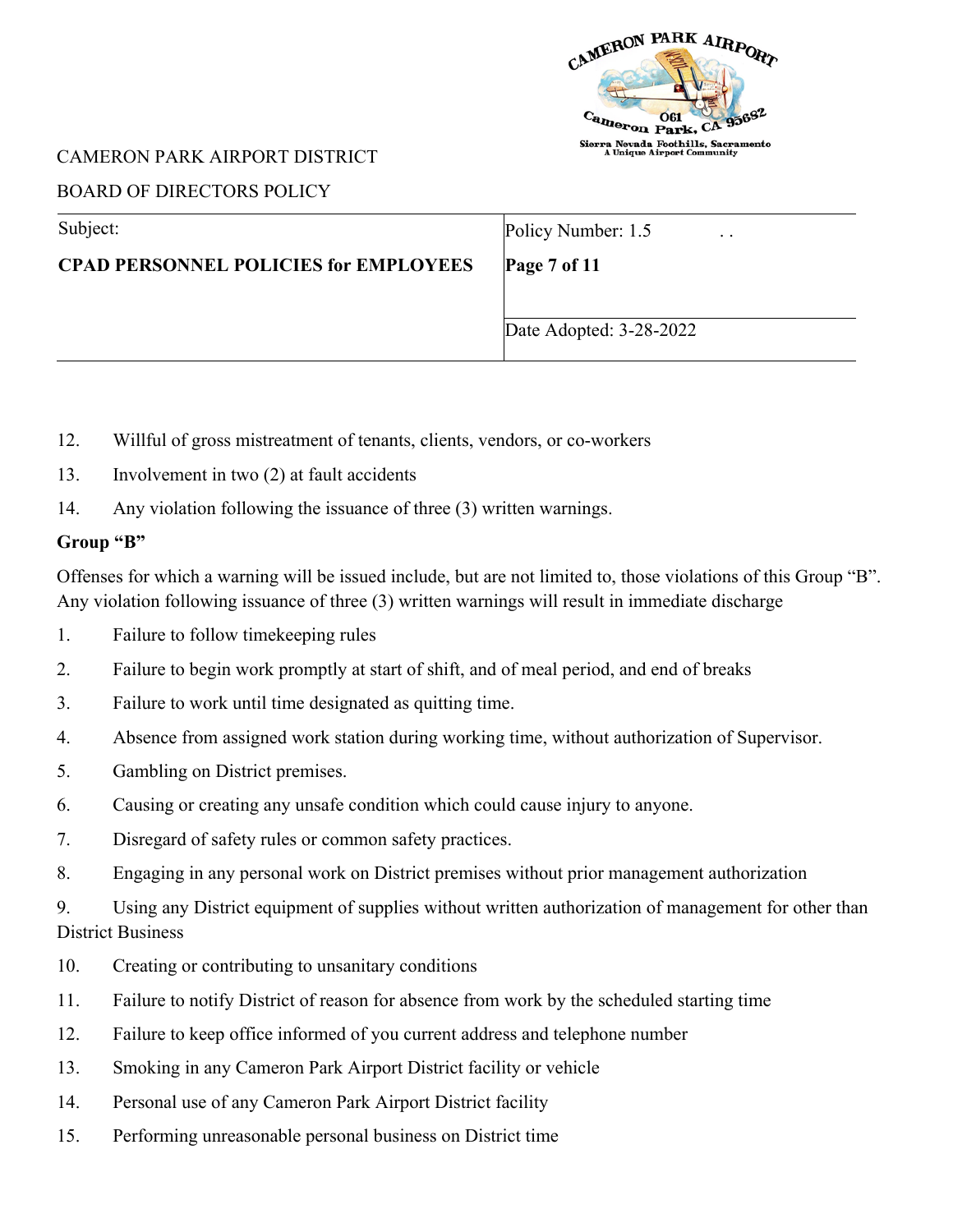12. Willful of gross mistreatment of tenants, clients, vendors, or co-workers
13. Involvement in two (2) at fault accidents
14. Any violation following the issuance of three (3) written warnings.

**Group "B"**

Offenses for which a warning will be issued include, but are not limited to, those violations of this Group "B". Any violation following issuance of three (3) written warnings will result in immediate discharge

1. Failure to follow timekeeping rules
2. Failure to begin work promptly at start of shift, and of meal period, and end of breaks
3. Failure to work until time designated as quitting time.
4. Absence from assigned work station during working time, without authorization of Supervisor.
5. Gambling on District premises.
6. Causing or creating any unsafe condition which could cause injury to anyone.
7. Disregard of safety rules or common safety practices.
8. Engaging in any personal work on District premises without prior management authorization
9. Using any District equipment of supplies without written authorization of management for other than District Business
10. Creating or contributing to unsanitary conditions
11. Failure to notify District of reason for absence from work by the scheduled starting time
12. Failure to keep office informed of you current address and telephone number
13. Smoking in any Cameron Park Airport District facility or vehicle
14. Personal use of any Cameron Park Airport District facility
15. Performing unreasonable personal business on District time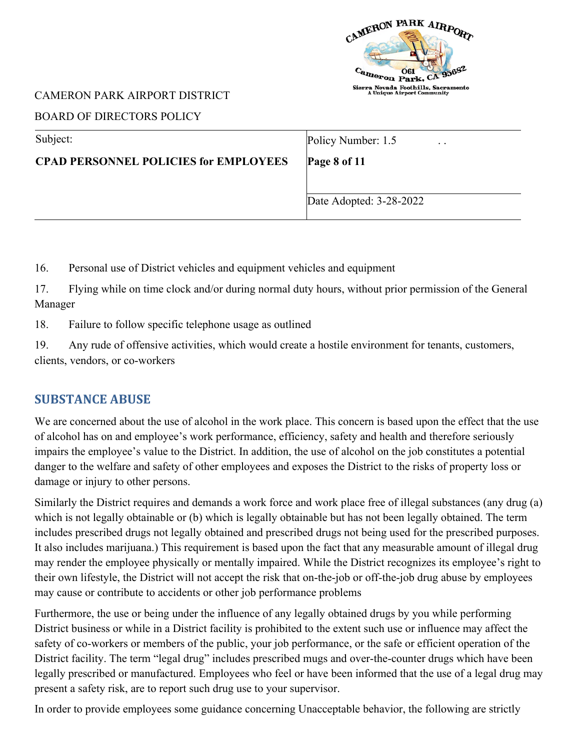16. Personal use of District vehicles and equipment vehicles and equipment

17. Flying while on time clock and/or during normal duty hours, without prior permission of the General Manager

18. Failure to follow specific telephone usage as outlined

19. Any rude of offensive activities, which would create a hostile environment for tenants, customers, clients, vendors, or co-workers

## SUBSTANCE ABUSE

We are concerned about the use of alcohol in the work place. This concern is based upon the effect that the use of alcohol has on and employee's work performance, efficiency, safety and health and therefore seriously impairs the employee's value to the District. In addition, the use of alcohol on the job constitutes a potential danger to the welfare and safety of other employees and exposes the District to the risks of property loss or damage or injury to other persons.

Similarly the District requires and demands a work force and work place free of illegal substances (any drug (a) which is not legally obtainable or (b) which is legally obtainable but has not been legally obtained. The term includes prescribed drugs not legally obtained and prescribed drugs not being used for the prescribed purposes. It also includes marijuana.) This requirement is based upon the fact that any measurable amount of illegal drug may render the employee physically or mentally impaired. While the District recognizes its employee's right to their own lifestyle, the District will not accept the risk that on-the-job or off-the-job drug abuse by employees may cause or contribute to accidents or other job performance problems

Furthermore, the use or being under the influence of any legally obtained drugs by you while performing District business or while in a District facility is prohibited to the extent such use or influence may affect the safety of co-workers or members of the public, your job performance, or the safe or efficient operation of the District facility. The term "legal drug" includes prescribed mugs and over-the-counter drugs which have been legally prescribed or manufactured. Employees who feel or have been informed that the use of a legal drug may present a safety risk, are to report such drug use to your supervisor.

In order to provide employees some guidance concerning Unacceptable behavior, the following are strictly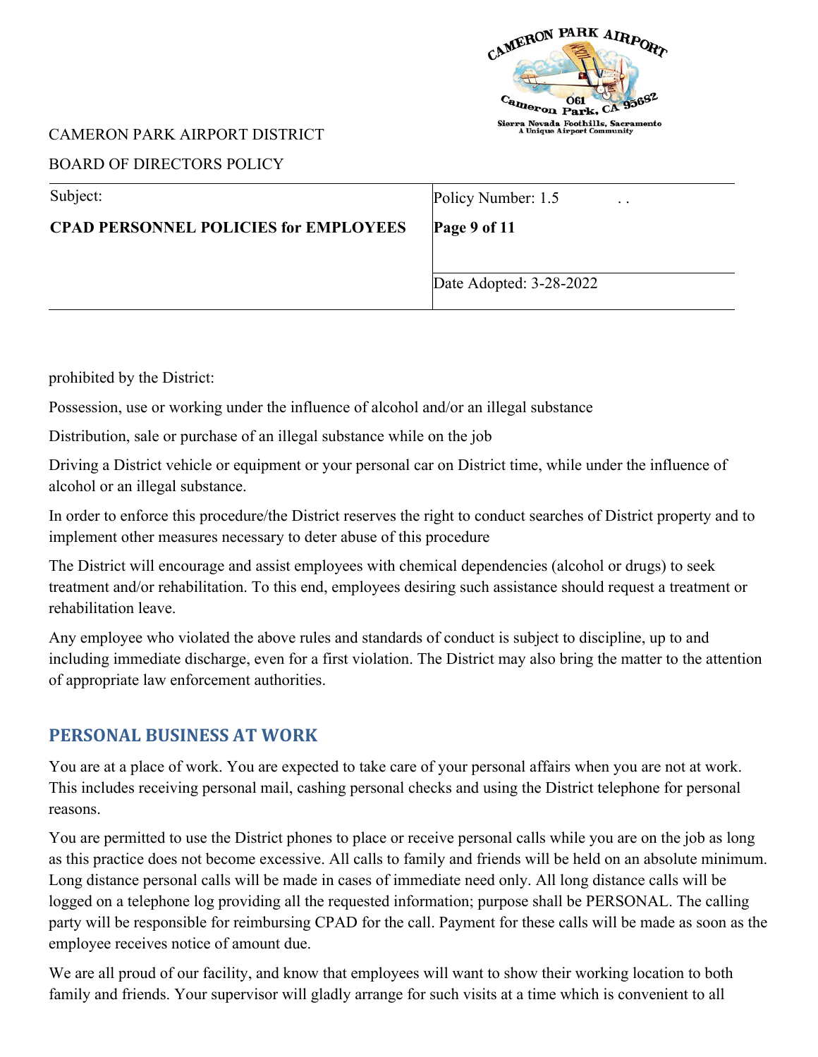prohibited by the District:

Possession, use or working under the influence of alcohol and/or an illegal substance

Distribution, sale or purchase of an illegal substance while on the job

Driving a District vehicle or equipment or your personal car on District time, while under the influence of alcohol or an illegal substance.

In order to enforce this procedure/the District reserves the right to conduct searches of District property and to implement other measures necessary to deter abuse of this procedure

The District will encourage and assist employees with chemical dependencies (alcohol or drugs) to seek treatment and/or rehabilitation. To this end, employees desiring such assistance should request a treatment or rehabilitation leave.

Any employee who violated the above rules and standards of conduct is subject to discipline, up to and including immediate discharge, even for a first violation. The District may also bring the matter to the attention of appropriate law enforcement authorities.

## PERSONAL BUSINESS AT WORK

You are at a place of work. You are expected to take care of your personal affairs when you are not at work. This includes receiving personal mail, cashing personal checks and using the District telephone for personal reasons.

You are permitted to use the District phones to place or receive personal calls while you are on the job as long as this practice does not become excessive. All calls to family and friends will be held on an absolute minimum. Long distance personal calls will be made in cases of immediate need only. All long distance calls will be logged on a telephone log providing all the requested information; purpose shall be PERSONAL. The calling party will be responsible for reimbursing CPAD for the call. Payment for these calls will be made as soon as the employee receives notice of amount due.

We are all proud of our facility, and know that employees will want to show their working location to both family and friends. Your supervisor will gladly arrange for such visits at a time which is convenient to all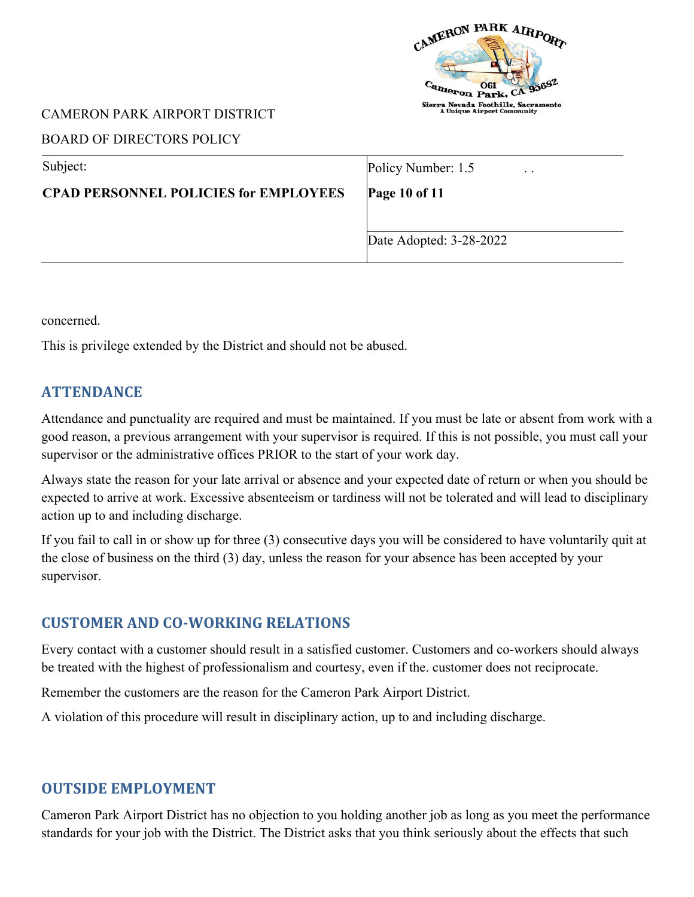concerned.

This is privilege extended by the District and should not be abused.

## ATTENDANCE

Attendance and punctuality are required and must be maintained. If you must be late or absent from work with a good reason, a previous arrangement with your supervisor is required. If this is not possible, you must call your supervisor or the administrative offices PRIOR to the start of your work day.

Always state the reason for your late arrival or absence and your expected date of return or when you should be expected to arrive at work. Excessive absenteeism or tardiness will not be tolerated and will lead to disciplinary action up to and including discharge.

If you fail to call in or show up for three (3) consecutive days you will be considered to have voluntarily quit at the close of business on the third (3) day, unless the reason for your absence has been accepted by your supervisor.

## CUSTOMER AND CO-WORKING RELATIONS

Every contact with a customer should result in a satisfied customer. Customers and co-workers should always be treated with the highest of professionalism and courtesy, even if the. customer does not reciprocate.

Remember the customers are the reason for the Cameron Park Airport District.

A violation of this procedure will result in disciplinary action, up to and including discharge.

## OUTSIDE EMPLOYMENT

Cameron Park Airport District has no objection to you holding another job as long as you meet the performance standards for your job with the District. The District asks that you think seriously about the effects that such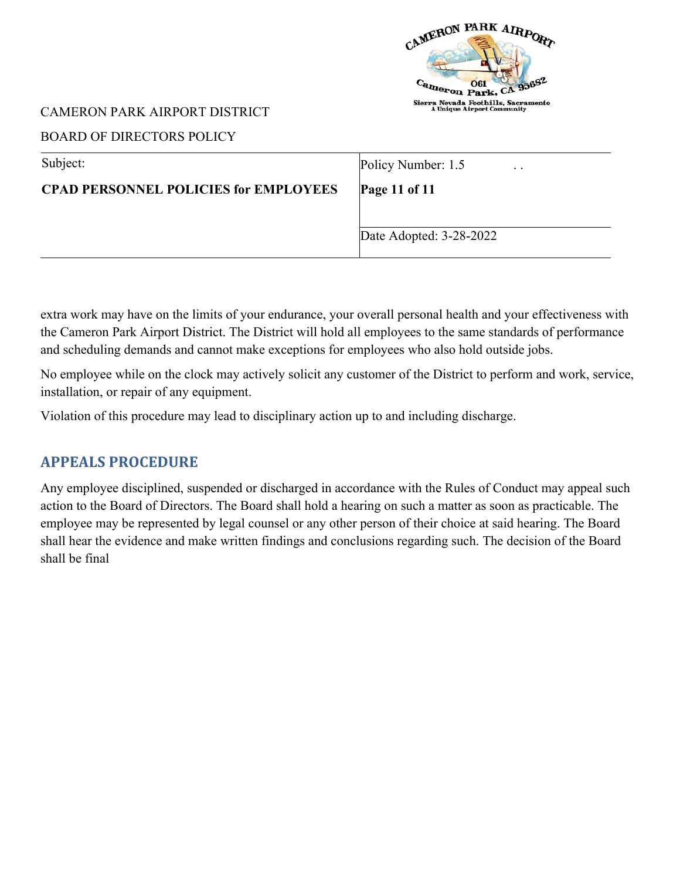extra work may have on the limits of your endurance, your overall personal health and your effectiveness with the Cameron Park Airport District. The District will hold all employees to the same standards of performance and scheduling demands and cannot make exceptions for employees who also hold outside jobs.

No employee while on the clock may actively solicit any customer of the District to perform and work, service, installation, or repair of any equipment.

Violation of this procedure may lead to disciplinary action up to and including discharge.

## APPEALS PROCEDURE

Any employee disciplined, suspended or discharged in accordance with the Rules of Conduct may appeal such action to the Board of Directors. The Board shall hold a hearing on such a matter as soon as practicable. The employee may be represented by legal counsel or any other person of their choice at said hearing. The Board shall hear the evidence and make written findings and conclusions regarding such. The decision of the Board shall be final